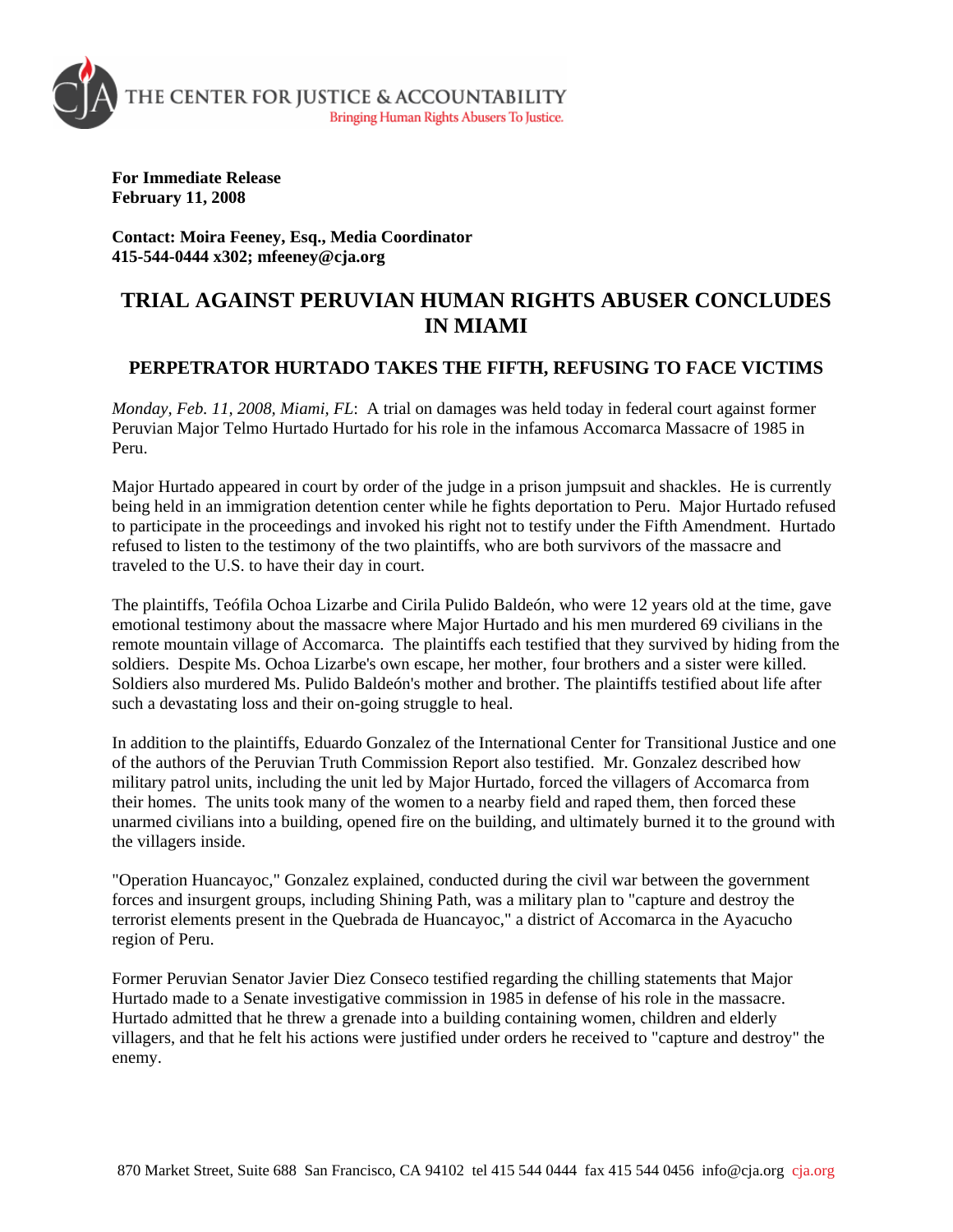THE CENTER FOR JUSTICE & ACCOUNTABILITY
Bringing Human Rights Abusers To Justice.

**For Immediate Release**
**February 11, 2008**

**Contact: Moira Feeney, Esq., Media Coordinator**
**415-544-0444 x302; mfeeney@cja.org**

# TRIAL AGAINST PERUVIAN HUMAN RIGHTS ABUSER CONCLUDES IN MIAMI

## PERPETRATOR HURTADO TAKES THE FIFTH, REFUSING TO FACE VICTIMS

*Monday, Feb. 11, 2008, Miami, FL*: A trial on damages was held today in federal court against former Peruvian Major Telmo Hurtado Hurtado for his role in the infamous Accomarca Massacre of 1985 in Peru.

Major Hurtado appeared in court by order of the judge in a prison jumpsuit and shackles. He is currently being held in an immigration detention center while he fights deportation to Peru. Major Hurtado refused to participate in the proceedings and invoked his right not to testify under the Fifth Amendment. Hurtado refused to listen to the testimony of the two plaintiffs, who are both survivors of the massacre and traveled to the U.S. to have their day in court.

The plaintiffs, Teófila Ochoa Lizarbe and Cirila Pulido Baldeón, who were 12 years old at the time, gave emotional testimony about the massacre where Major Hurtado and his men murdered 69 civilians in the remote mountain village of Accomarca. The plaintiffs each testified that they survived by hiding from the soldiers. Despite Ms. Ochoa Lizarbe's own escape, her mother, four brothers and a sister were killed. Soldiers also murdered Ms. Pulido Baldeón's mother and brother. The plaintiffs testified about life after such a devastating loss and their on-going struggle to heal.

In addition to the plaintiffs, Eduardo Gonzalez of the International Center for Transitional Justice and one of the authors of the Peruvian Truth Commission Report also testified. Mr. Gonzalez described how military patrol units, including the unit led by Major Hurtado, forced the villagers of Accomarca from their homes. The units took many of the women to a nearby field and raped them, then forced these unarmed civilians into a building, opened fire on the building, and ultimately burned it to the ground with the villagers inside.

"Operation Huancayoc," Gonzalez explained, conducted during the civil war between the government forces and insurgent groups, including Shining Path, was a military plan to "capture and destroy the terrorist elements present in the Quebrada de Huancayoc," a district of Accomarca in the Ayacucho region of Peru.

Former Peruvian Senator Javier Diez Conseco testified regarding the chilling statements that Major Hurtado made to a Senate investigative commission in 1985 in defense of his role in the massacre. Hurtado admitted that he threw a grenade into a building containing women, children and elderly villagers, and that he felt his actions were justified under orders he received to "capture and destroy" the enemy.

870 Market Street, Suite 688 San Francisco, CA 94102 tel 415 544 0444 fax 415 544 0456 info@cja.org cja.org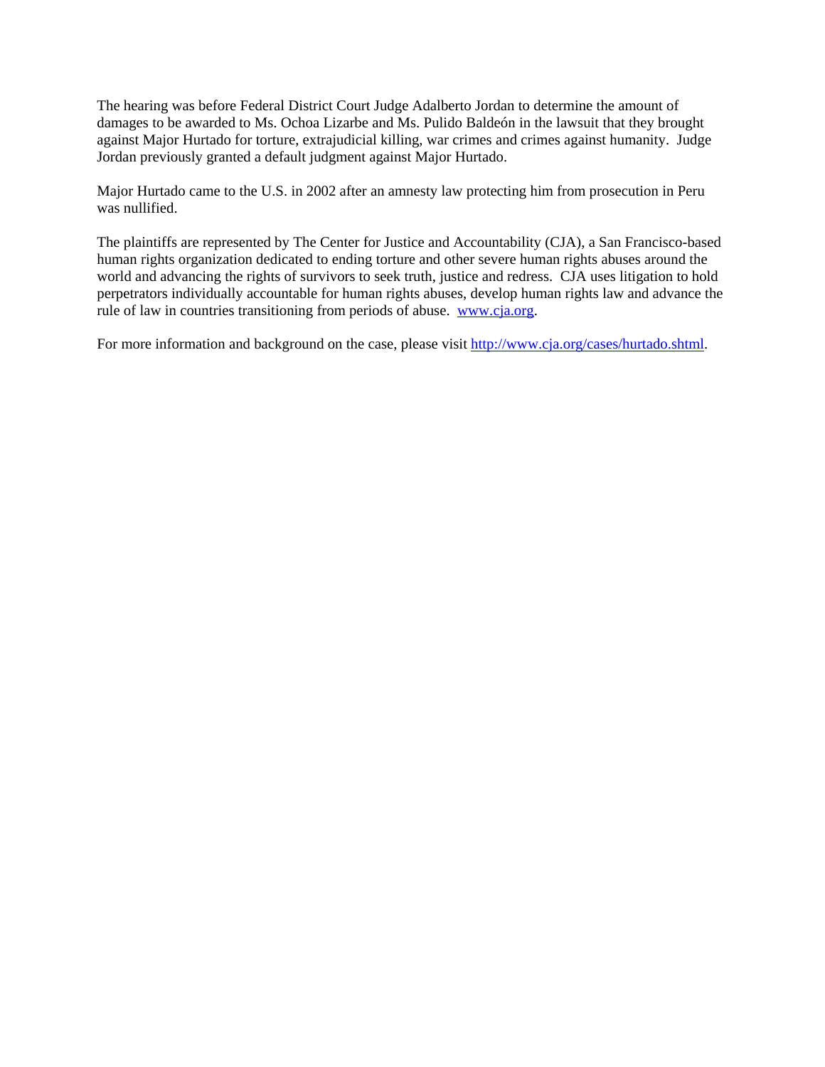The hearing was before Federal District Court Judge Adalberto Jordan to determine the amount of damages to be awarded to Ms. Ochoa Lizarbe and Ms. Pulido Baldeón in the lawsuit that they brought against Major Hurtado for torture, extrajudicial killing, war crimes and crimes against humanity. Judge Jordan previously granted a default judgment against Major Hurtado.

Major Hurtado came to the U.S. in 2002 after an amnesty law protecting him from prosecution in Peru was nullified.

The plaintiffs are represented by The Center for Justice and Accountability (CJA), a San Francisco-based human rights organization dedicated to ending torture and other severe human rights abuses around the world and advancing the rights of survivors to seek truth, justice and redress. CJA uses litigation to hold perpetrators individually accountable for human rights abuses, develop human rights law and advance the rule of law in countries transitioning from periods of abuse. [www.cja.org](http://www.cja.org).

For more information and background on the case, please visit [http://www.cja.org/cases/hurtado.shtml](http://www.cja.org/cases/hurtado.shtml).